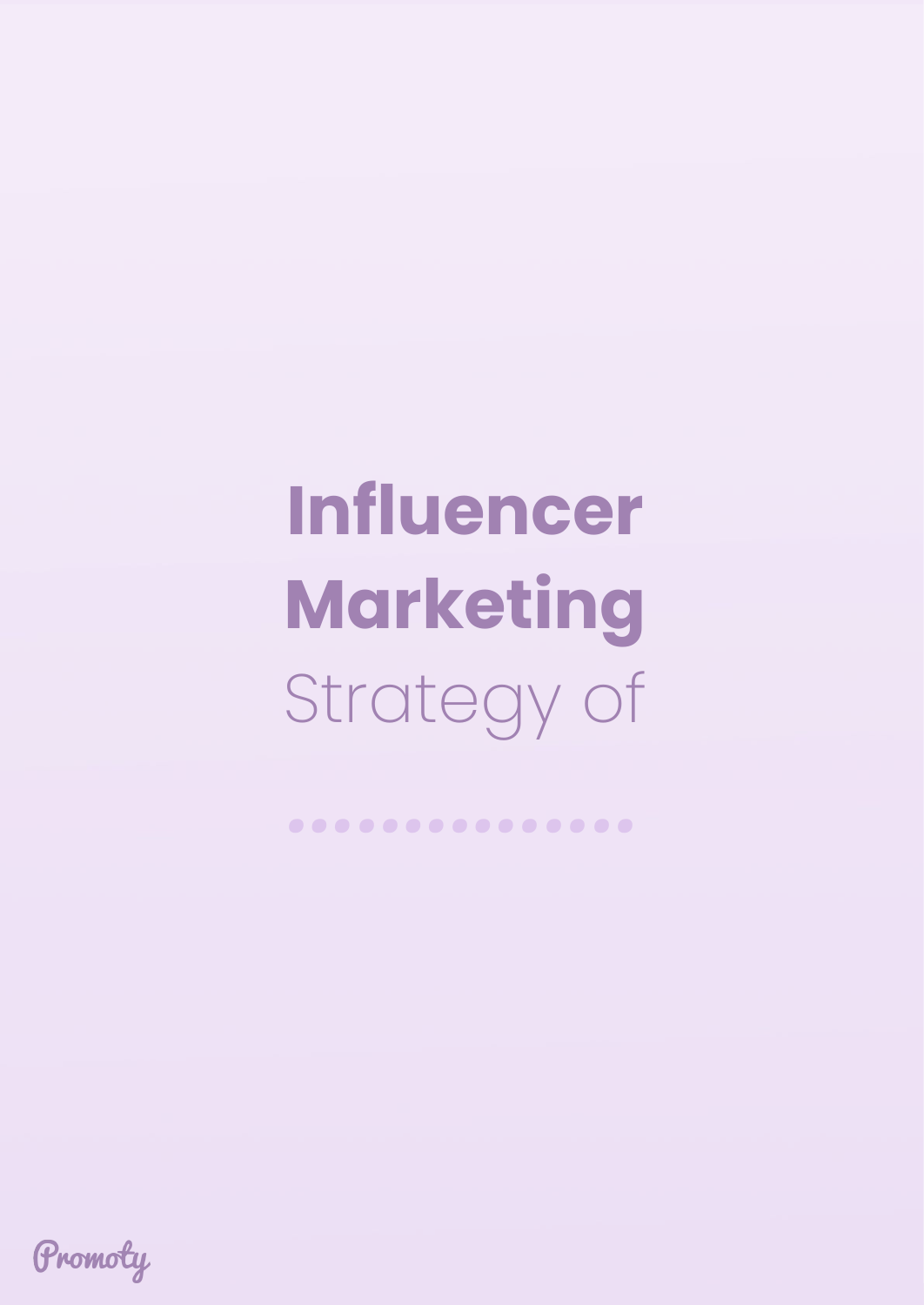# Influencer Marketing

Strategy of

Promoty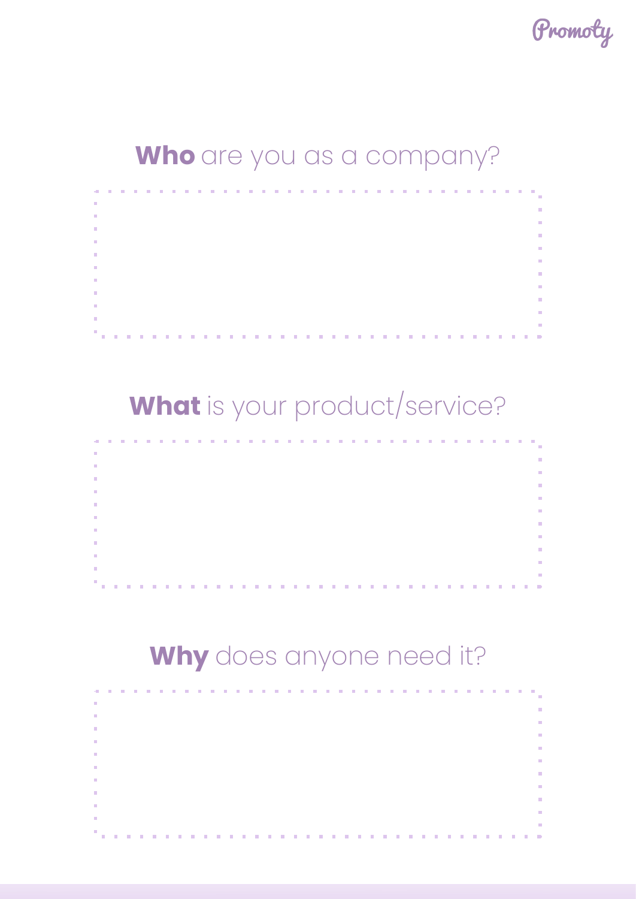## **Who** are you as a company?

## **What** is your product/service?

## **Why** does anyone need it?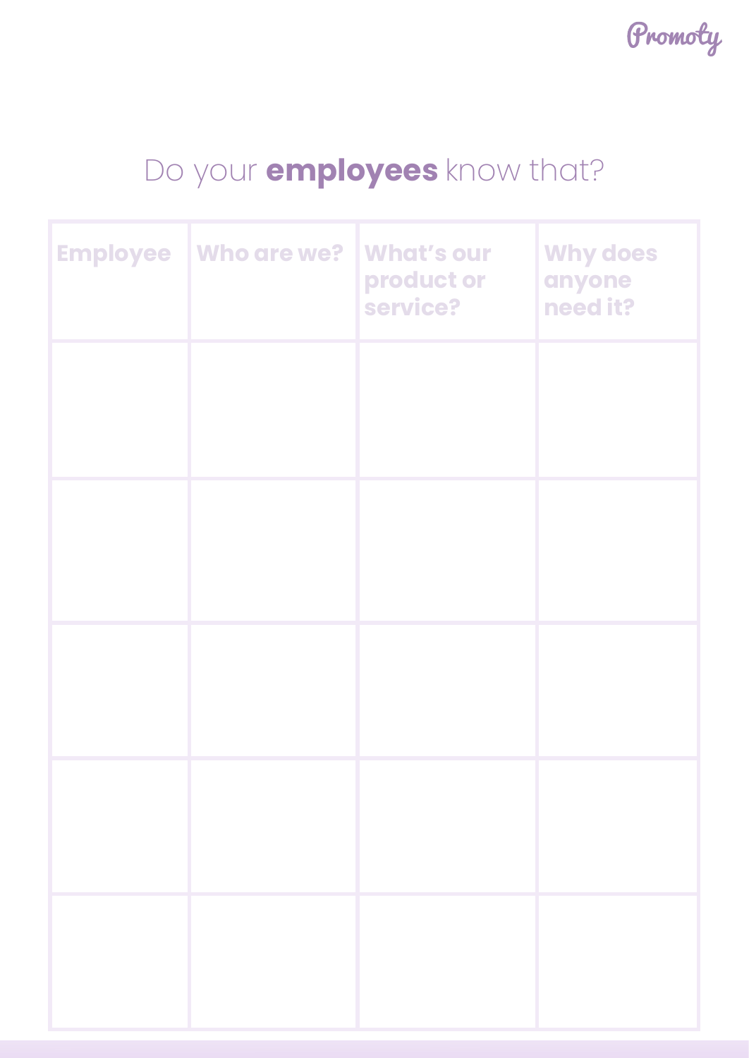## Do your **employees** know that?

| Employee | Who are we? | What's our product or service? | Why does anyone need it? |
|---|---|---|---|
| | | | |
| | | | |
| | | | |
| | | | |
| | | | |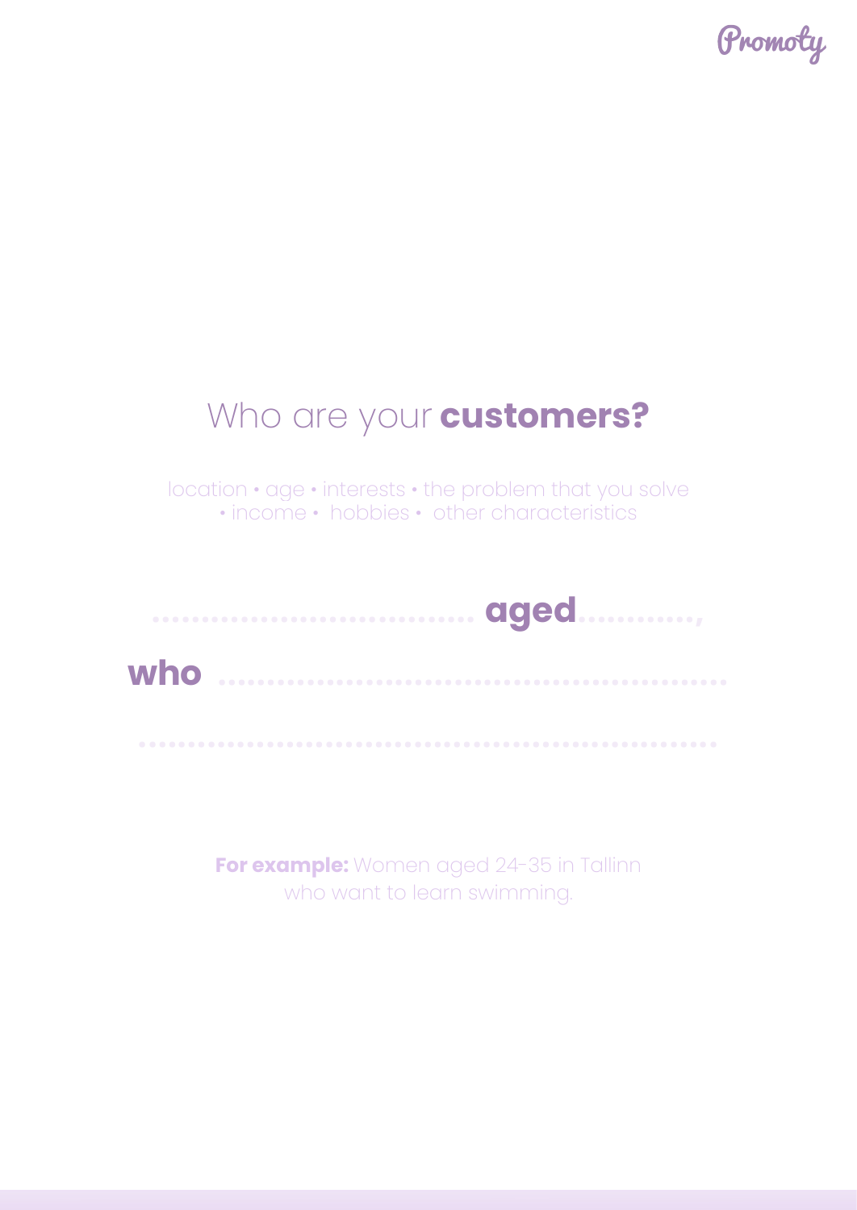# Who are your **customers?**

location • age • interests • the problem that you solve • income • hobbies • other characteristics

.................................. **aged**............,

**who** ......................................................

..............................................................

**For example:** Women aged 24-35 in Tallinn who want to learn swimming.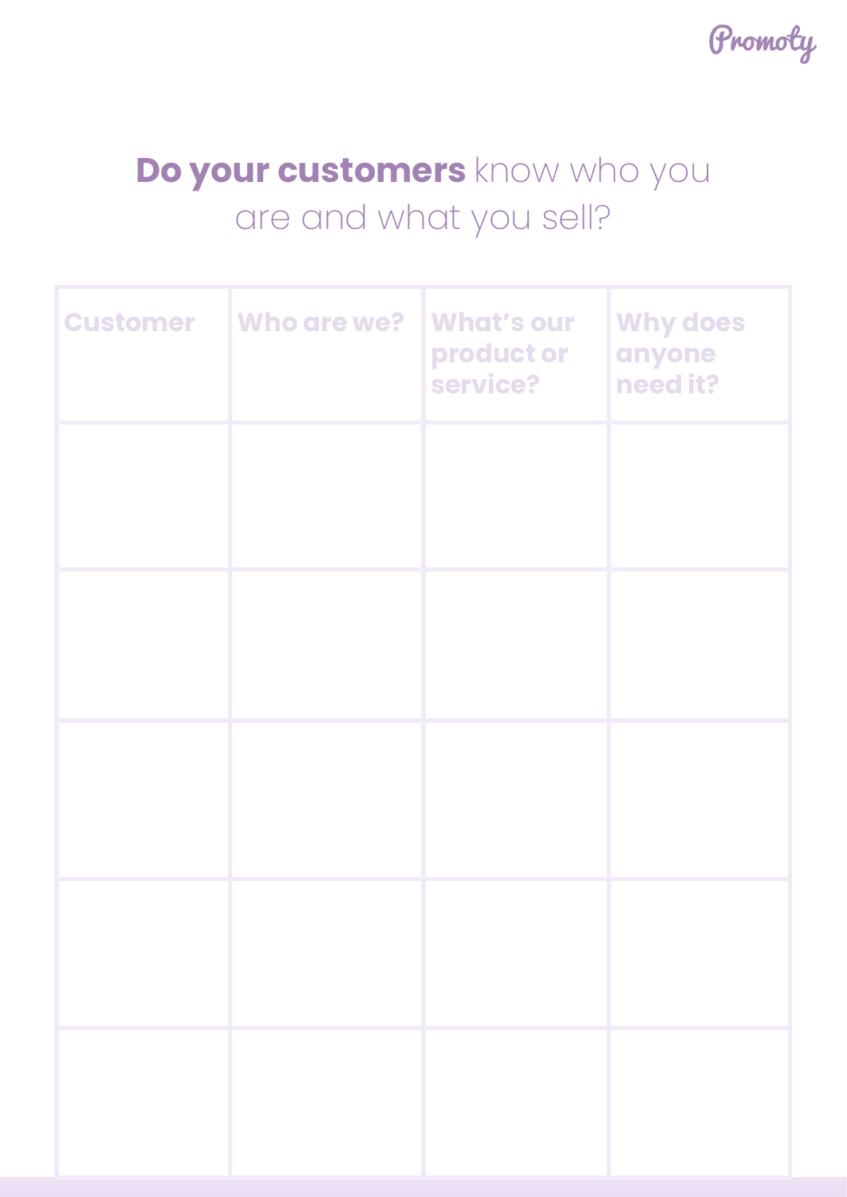## **Do your customers** know who you are and what you sell?

| Customer | Who are we? | What's our product or service? | Why does anyone need it? |
|---|---|---|---|
| | | | |
| | | | |
| | | | |
| | | | |
| | | | |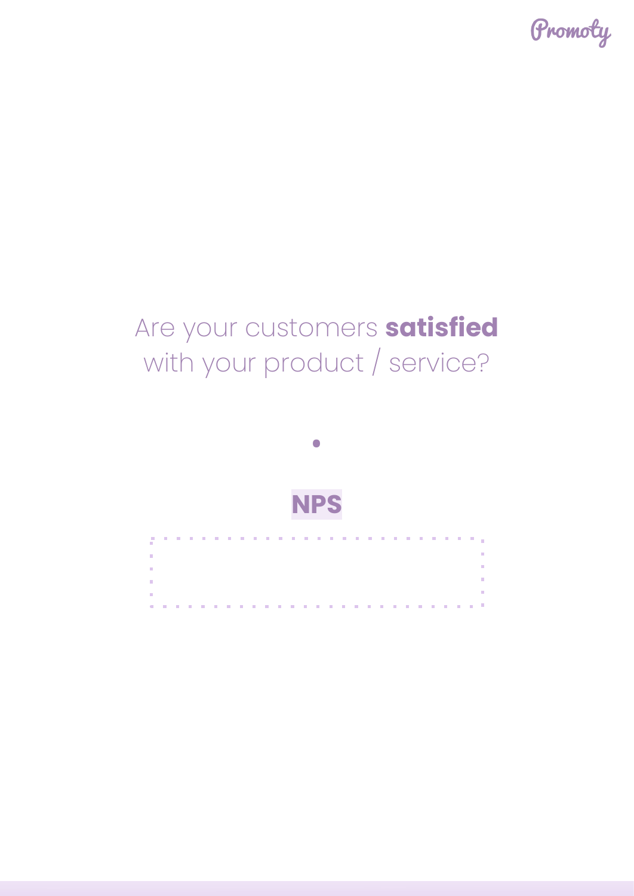Are your customers **satisfied** with your product / service?

•

## NPS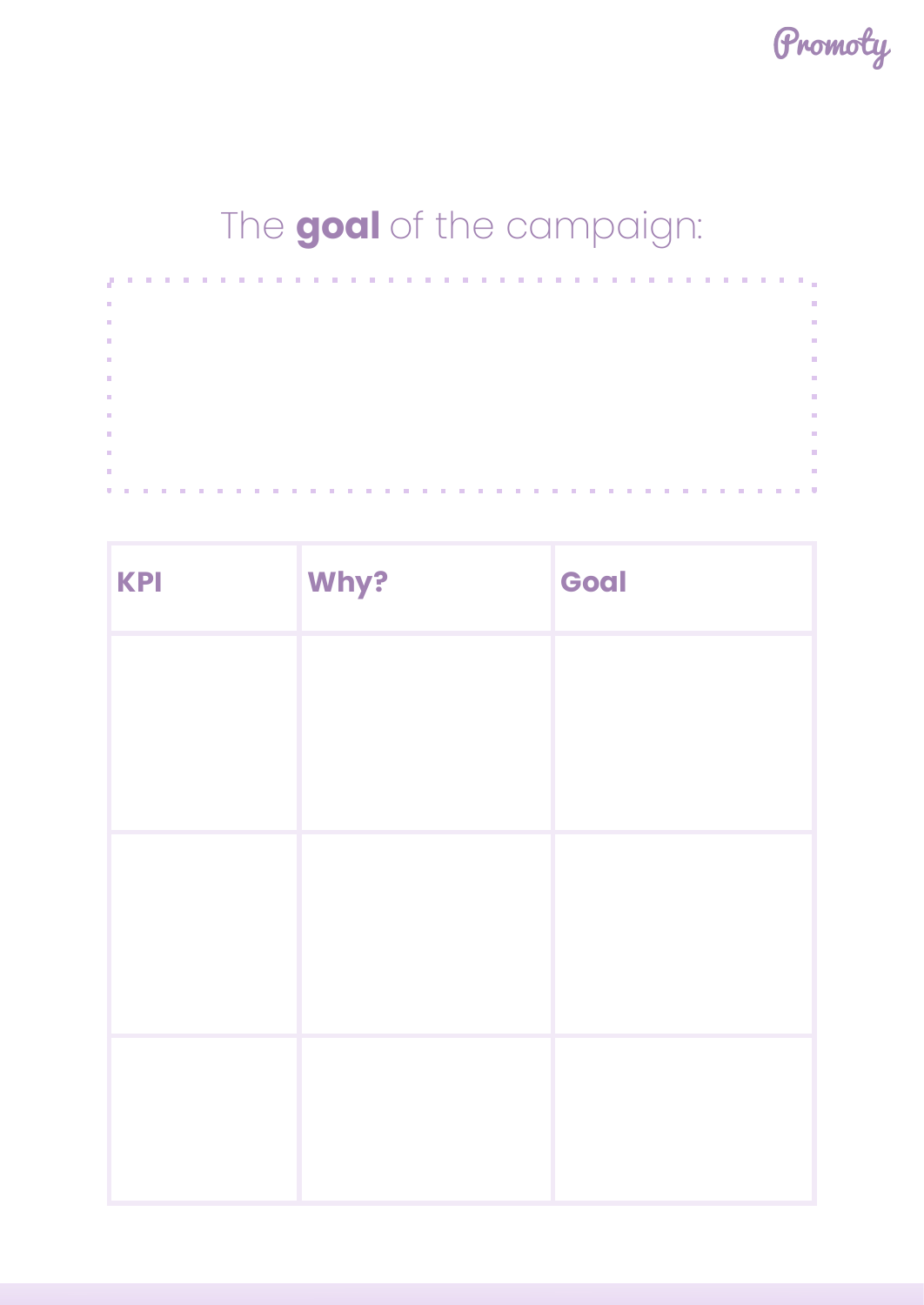## The **goal** of the campaign:

| KPI | Why? | Goal |
| --- | --- | --- |
| | | |
| | | |
| | | |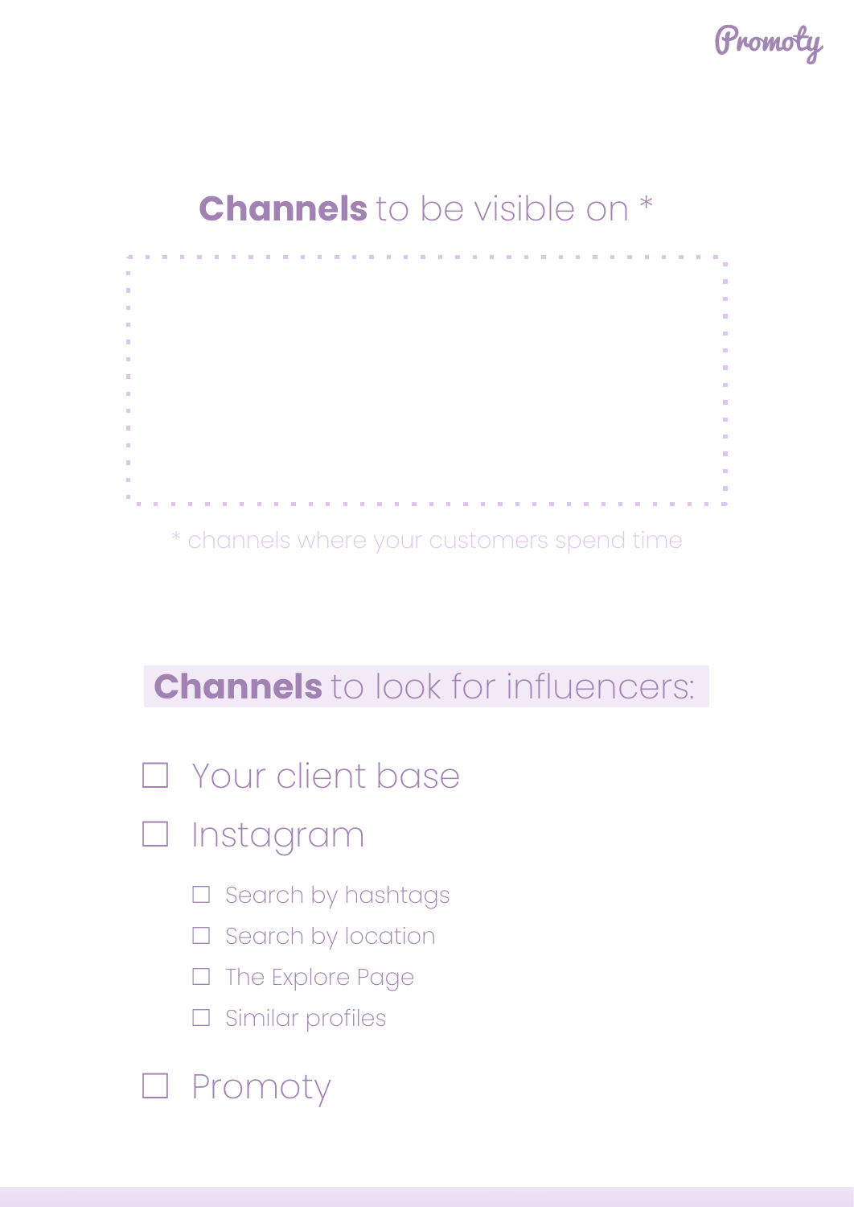## **Channels** to be visible on *

\* channels where your customers spend time

## **Channels** to look for influencers:

- ☐ Your client base
- ☐ Instagram
  - ☐ Search by hashtags
  - ☐ Search by location
  - ☐ The Explore Page
  - ☐ Similar profiles
- ☐ Promoty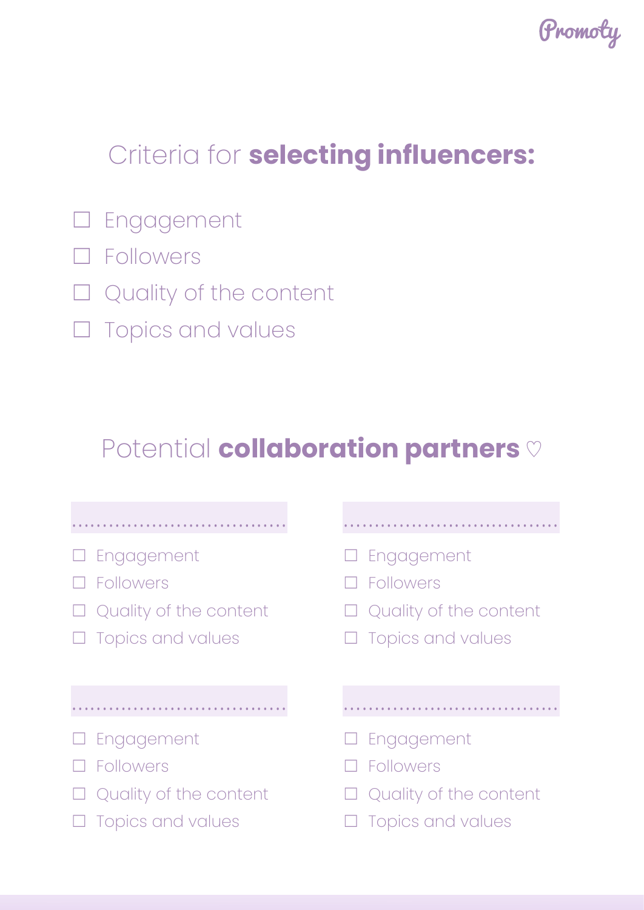## Criteria for **selecting influencers:**

- ☐ Engagement
- ☐ Followers
- ☐ Quality of the content
- ☐ Topics and values

## Potential **collaboration partners** ♡

..................................

- ☐ Engagement
- ☐ Followers
- ☐ Quality of the content
- ☐ Topics and values

..................................

- ☐ Engagement
- ☐ Followers
- ☐ Quality of the content
- ☐ Topics and values

..................................

- ☐ Engagement
- ☐ Followers
- ☐ Quality of the content
- ☐ Topics and values

..................................

- ☐ Engagement
- ☐ Followers
- ☐ Quality of the content
- ☐ Topics and values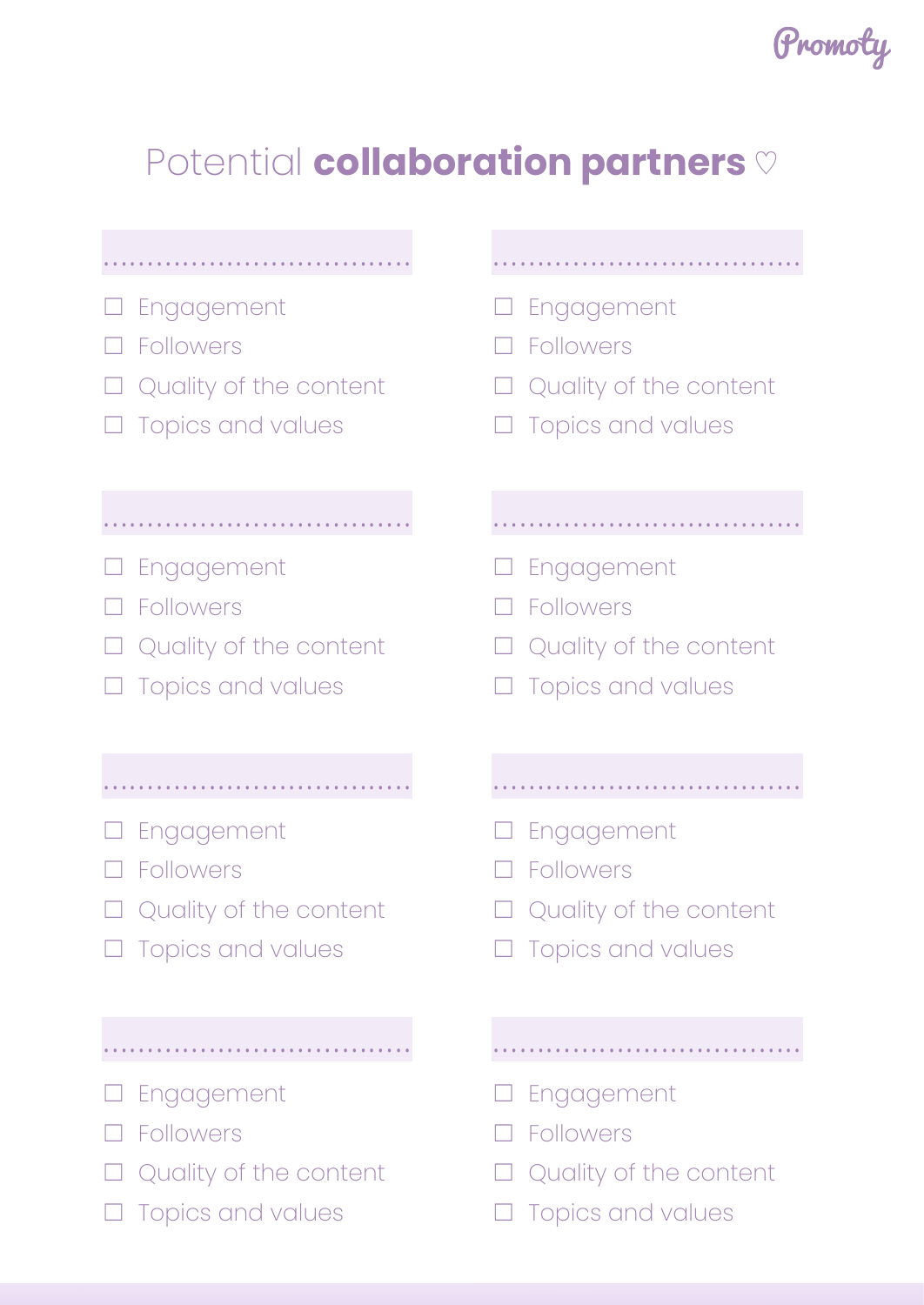# Potential **collaboration partners** ♡

..................................

- ☐ Engagement
- ☐ Followers
- ☐ Quality of the content
- ☐ Topics and values

..................................

- ☐ Engagement
- ☐ Followers
- ☐ Quality of the content
- ☐ Topics and values

..................................

- ☐ Engagement
- ☐ Followers
- ☐ Quality of the content
- ☐ Topics and values

..................................

- ☐ Engagement
- ☐ Followers
- ☐ Quality of the content
- ☐ Topics and values

..................................

- ☐ Engagement
- ☐ Followers
- ☐ Quality of the content
- ☐ Topics and values

..................................

- ☐ Engagement
- ☐ Followers
- ☐ Quality of the content
- ☐ Topics and values

..................................

- ☐ Engagement
- ☐ Followers
- ☐ Quality of the content
- ☐ Topics and values

..................................

- ☐ Engagement
- ☐ Followers
- ☐ Quality of the content
- ☐ Topics and values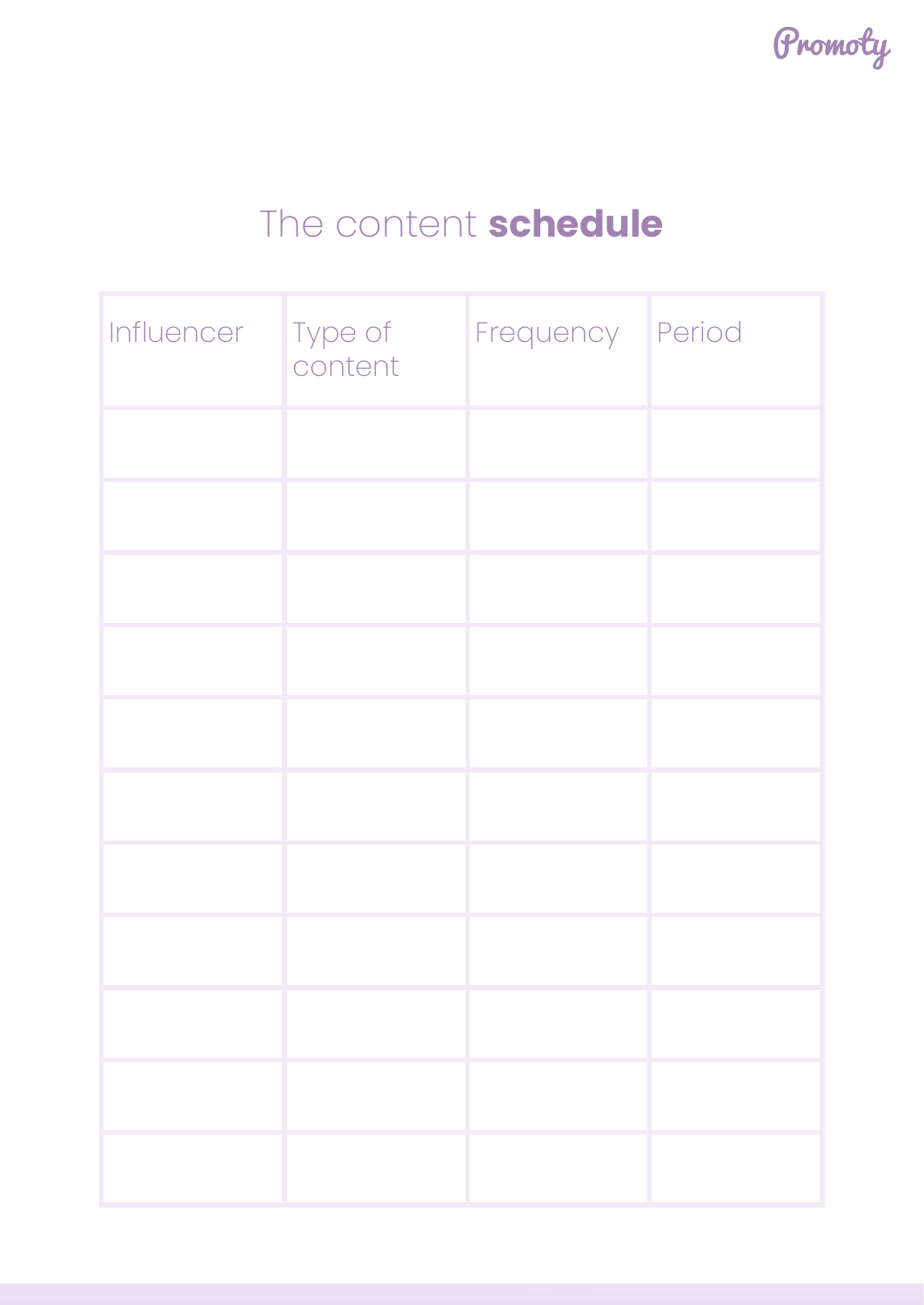# The content **schedule**

| Influencer | Type of content | Frequency | Period |
|---|---|---|---|
| | | | |
| | | | |
| | | | |
| | | | |
| | | | |
| | | | |
| | | | |
| | | | |
| | | | |
| | | | |
| | | | |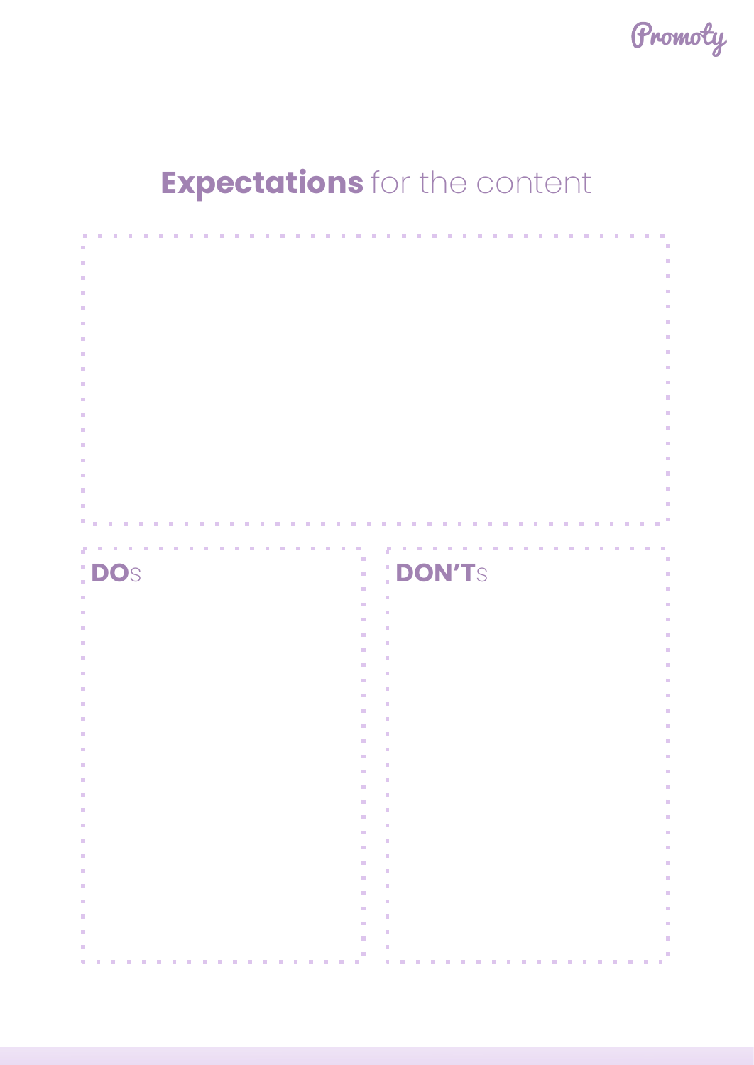# **Expectations** for the content

**DO**S

**DON'T**S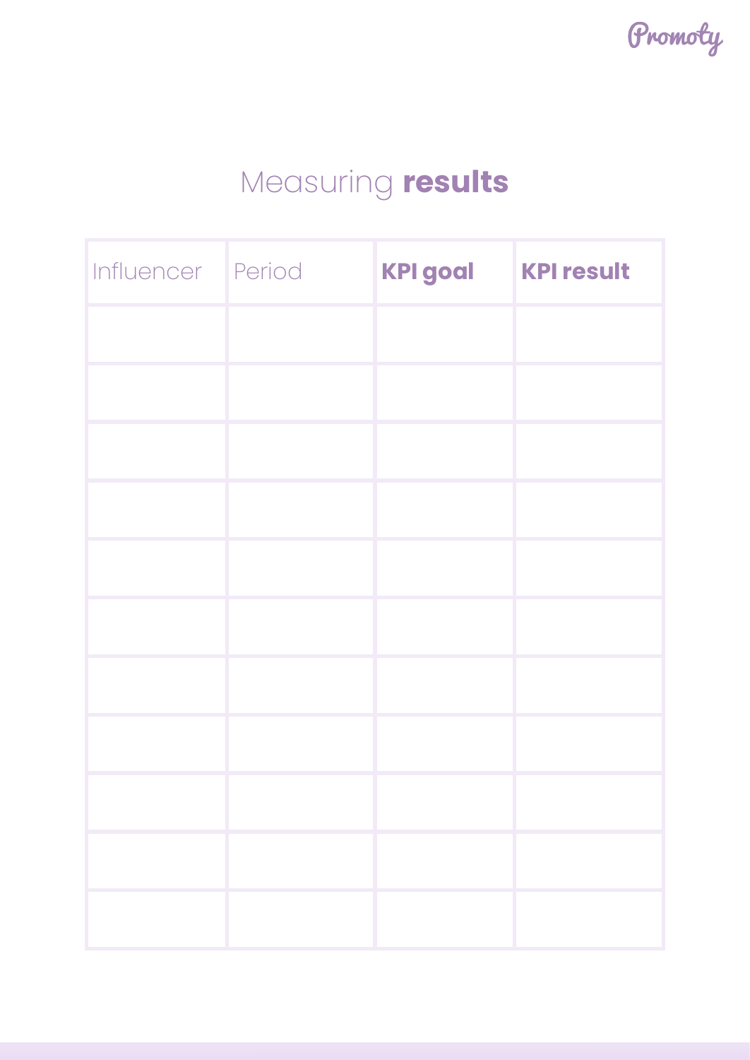# Measuring **results**

| Influencer | Period | **KPI goal** | **KPI result** |
| --- | --- | --- | --- |
| | | | |
| | | | |
| | | | |
| | | | |
| | | | |
| | | | |
| | | | |
| | | | |
| | | | |
| | | | |
| | | | |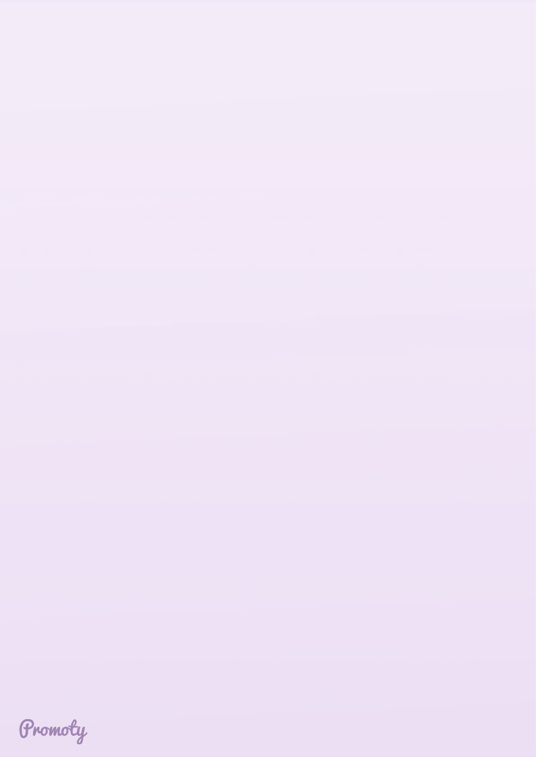Promoty